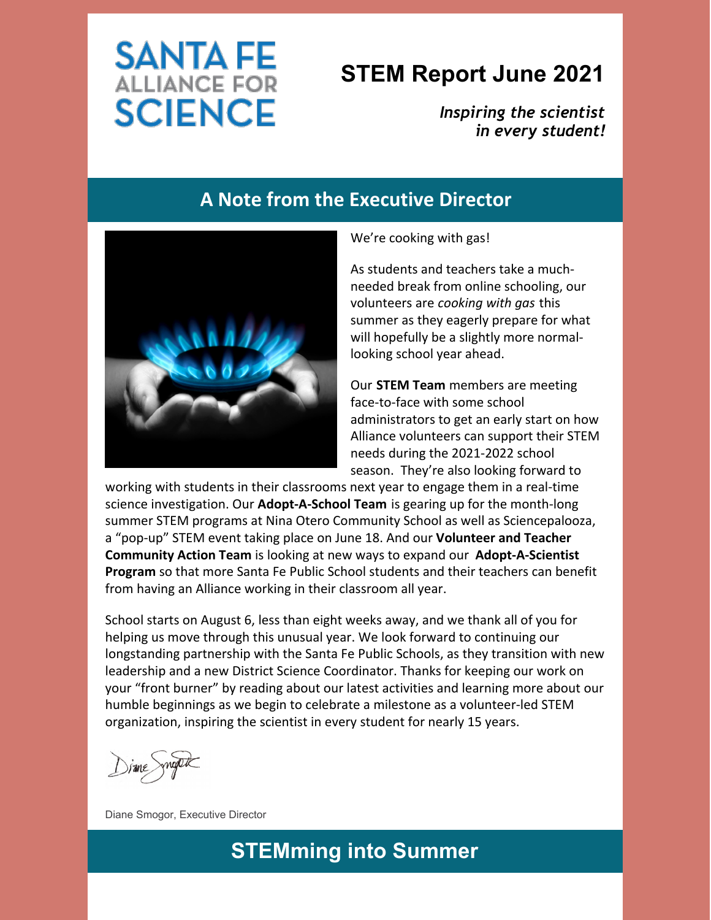SANTA FE ALLIANCE FOR SCIENCE

# STEM Report June 2021

*Inspiring the scientist in every student!*

## A Note from the Executive Director

We're cooking with gas!

As students and teachers take a much-needed break from online schooling, our volunteers are *cooking with gas* this summer as they eagerly prepare for what will hopefully be a slightly more normal-looking school year ahead.

Our **STEM Team** members are meeting face-to-face with some school administrators to get an early start on how Alliance volunteers can support their STEM needs during the 2021-2022 school season. They're also looking forward to working with students in their classrooms next year to engage them in a real-time science investigation. Our **Adopt-A-School Team** is gearing up for the month-long summer STEM programs at Nina Otero Community School as well as Sciencepalooza, a "pop-up" STEM event taking place on June 18. And our **Volunteer and Teacher Community Action Team** is looking at new ways to expand our **Adopt-A-Scientist Program** so that more Santa Fe Public School students and their teachers can benefit from having an Alliance working in their classroom all year.

School starts on August 6, less than eight weeks away, and we thank all of you for helping us move through this unusual year. We look forward to continuing our longstanding partnership with the Santa Fe Public Schools, as they transition with new leadership and a new District Science Coordinator. Thanks for keeping our work on your "front burner" by reading about our latest activities and learning more about our humble beginnings as we begin to celebrate a milestone as a volunteer-led STEM organization, inspiring the scientist in every student for nearly 15 years.

Diane Smogor, Executive Director

## STEMming into Summer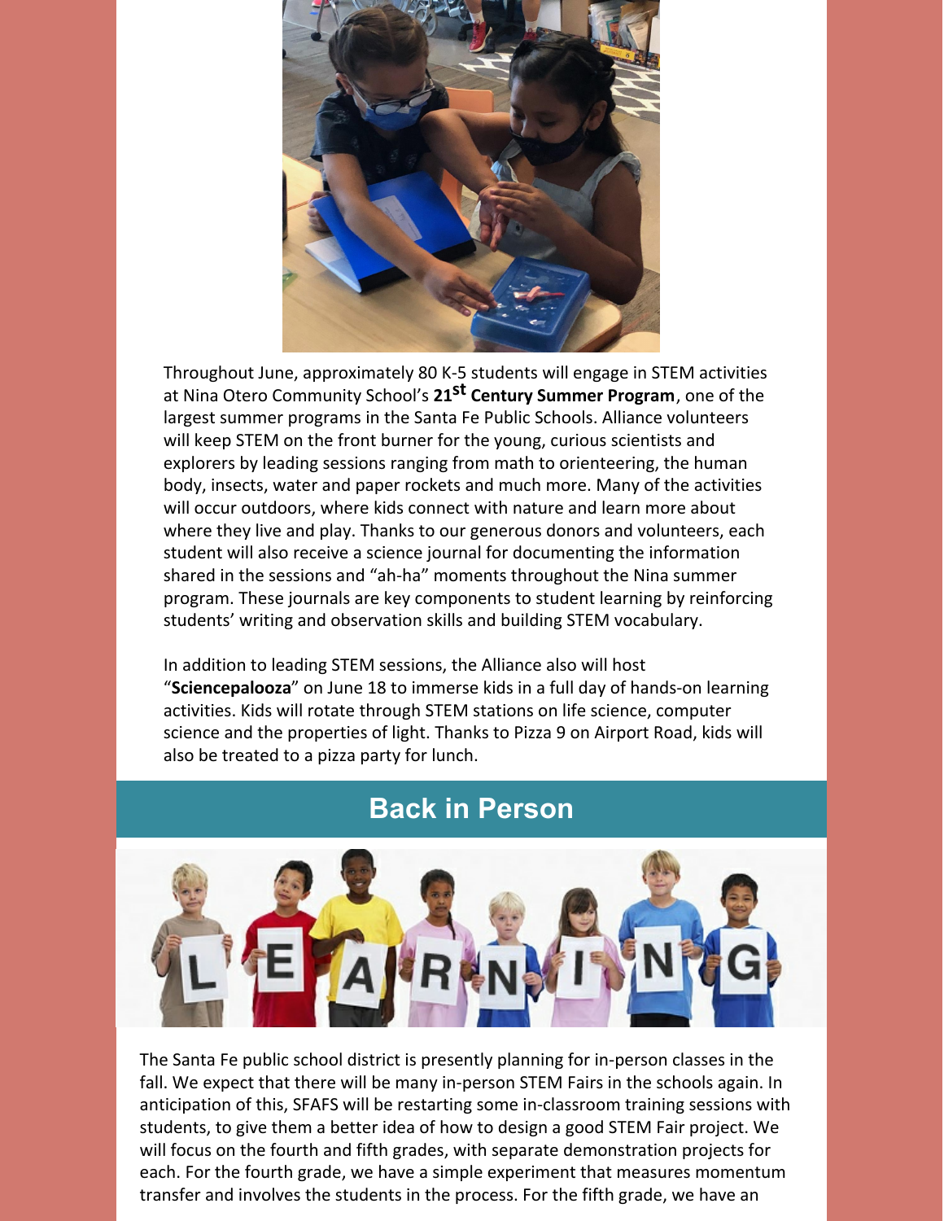Throughout June, approximately 80 K-5 students will engage in STEM activities at Nina Otero Community School's **21st Century Summer Program**, one of the largest summer programs in the Santa Fe Public Schools. Alliance volunteers will keep STEM on the front burner for the young, curious scientists and explorers by leading sessions ranging from math to orienteering, the human body, insects, water and paper rockets and much more. Many of the activities will occur outdoors, where kids connect with nature and learn more about where they live and play. Thanks to our generous donors and volunteers, each student will also receive a science journal for documenting the information shared in the sessions and "ah-ha" moments throughout the Nina summer program. These journals are key components to student learning by reinforcing students' writing and observation skills and building STEM vocabulary.

In addition to leading STEM sessions, the Alliance also will host "**Sciencepalooza**" on June 18 to immerse kids in a full day of hands-on learning activities. Kids will rotate through STEM stations on life science, computer science and the properties of light. Thanks to Pizza 9 on Airport Road, kids will also be treated to a pizza party for lunch.

## Back in Person

The Santa Fe public school district is presently planning for in-person classes in the fall. We expect that there will be many in-person STEM Fairs in the schools again. In anticipation of this, SFAFS will be restarting some in-classroom training sessions with students, to give them a better idea of how to design a good STEM Fair project. We will focus on the fourth and fifth grades, with separate demonstration projects for each. For the fourth grade, we have a simple experiment that measures momentum transfer and involves the students in the process. For the fifth grade, we have an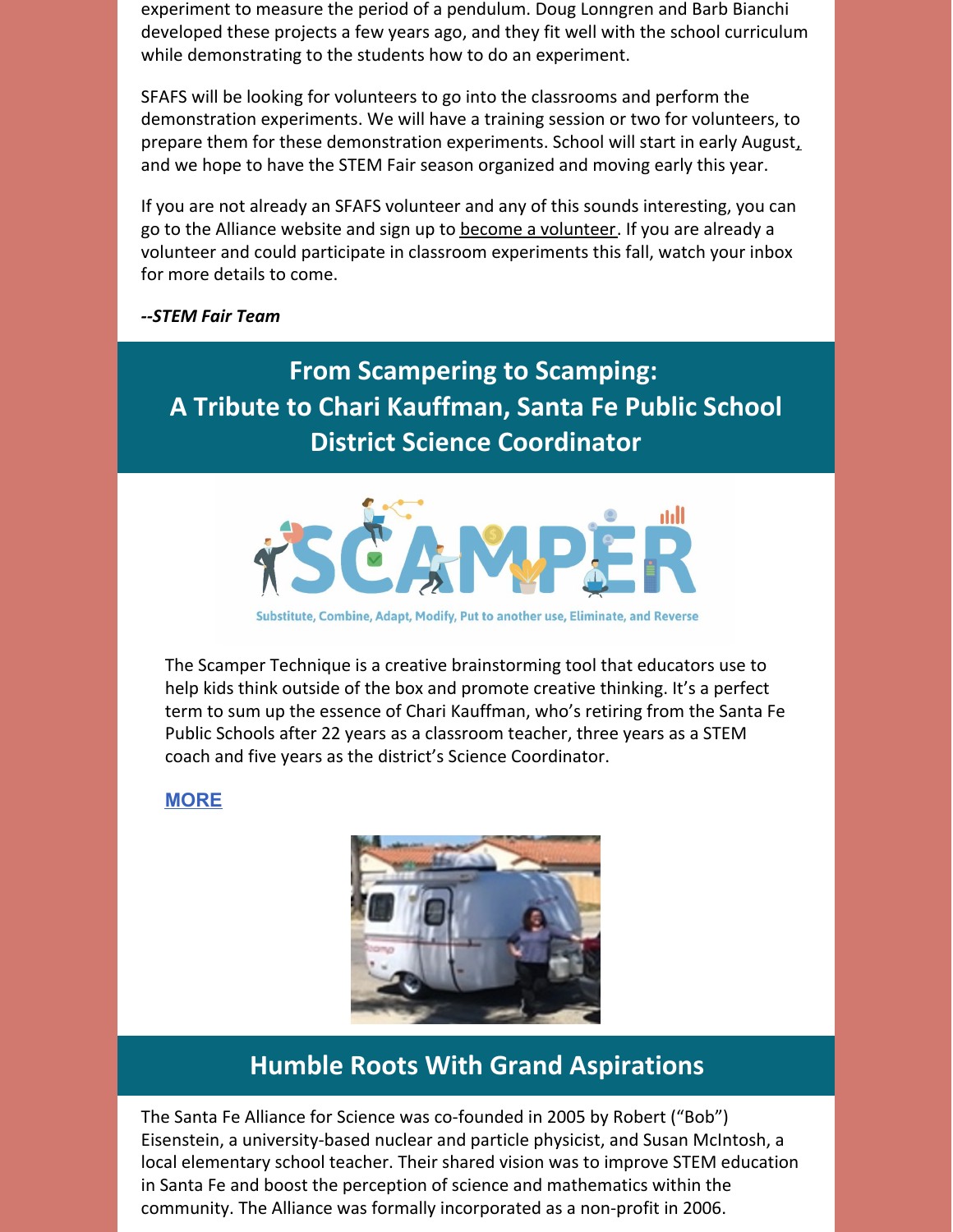experiment to measure the period of a pendulum. Doug Lonngren and Barb Bianchi developed these projects a few years ago, and they fit well with the school curriculum while demonstrating to the students how to do an experiment.

SFAFS will be looking for volunteers to go into the classrooms and perform the demonstration experiments. We will have a training session or two for volunteers, to prepare them for these demonstration experiments. School will start in early August, and we hope to have the STEM Fair season organized and moving early this year.

If you are not already an SFAFS volunteer and any of this sounds interesting, you can go to the Alliance website and sign up to become a volunteer. If you are already a volunteer and could participate in classroom experiments this fall, watch your inbox for more details to come.

***--STEM Fair Team***

## From Scampering to Scamping: A Tribute to Chari Kauffman, Santa Fe Public School District Science Coordinator

SCAMPER

Substitute, Combine, Adapt, Modify, Put to another use, Eliminate, and Reverse

The Scamper Technique is a creative brainstorming tool that educators use to help kids think outside of the box and promote creative thinking. It's a perfect term to sum up the essence of Chari Kauffman, who's retiring from the Santa Fe Public Schools after 22 years as a classroom teacher, three years as a STEM coach and five years as the district's Science Coordinator.

**MORE**

## Humble Roots With Grand Aspirations

The Santa Fe Alliance for Science was co-founded in 2005 by Robert ("Bob") Eisenstein, a university-based nuclear and particle physicist, and Susan McIntosh, a local elementary school teacher. Their shared vision was to improve STEM education in Santa Fe and boost the perception of science and mathematics within the community. The Alliance was formally incorporated as a non-profit in 2006.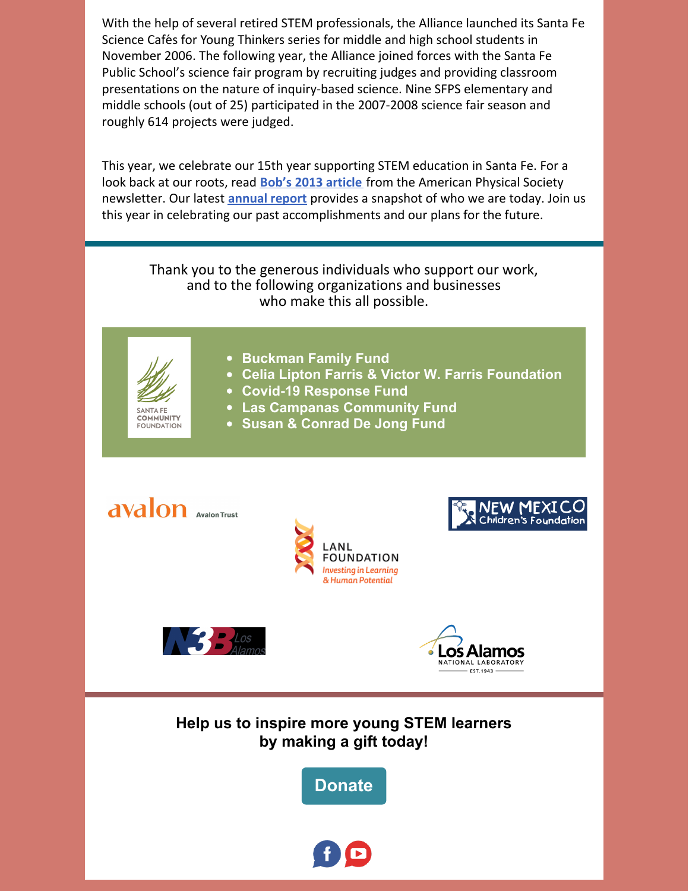With the help of several retired STEM professionals, the Alliance launched its Santa Fe Science Cafés for Young Thinkers series for middle and high school students in November 2006. The following year, the Alliance joined forces with the Santa Fe Public School's science fair program by recruiting judges and providing classroom presentations on the nature of inquiry-based science. Nine SFPS elementary and middle schools (out of 25) participated in the 2007-2008 science fair season and roughly 614 projects were judged.

This year, we celebrate our 15th year supporting STEM education in Santa Fe. For a look back at our roots, read **Bob's 2013 article** from the American Physical Society newsletter. Our latest **annual report** provides a snapshot of who we are today. Join us this year in celebrating our past accomplishments and our plans for the future.

Thank you to the generous individuals who support our work, and to the following organizations and businesses who make this all possible.

SANTA FE COMMUNITY FOUNDATION

- **Buckman Family Fund**
- **Celia Lipton Farris & Victor W. Farris Foundation**
- **Covid-19 Response Fund**
- **Las Campanas Community Fund**
- **Susan & Conrad De Jong Fund**

avalon Avalon Trust

LANL FOUNDATION *Investing in Learning & Human Potential*

NEW MEXICO Children's Foundation

N3B Los Alamos

Los Alamos NATIONAL LABORATORY EST. 1943

**Help us to inspire more young STEM learners by making a gift today!**

**Donate**